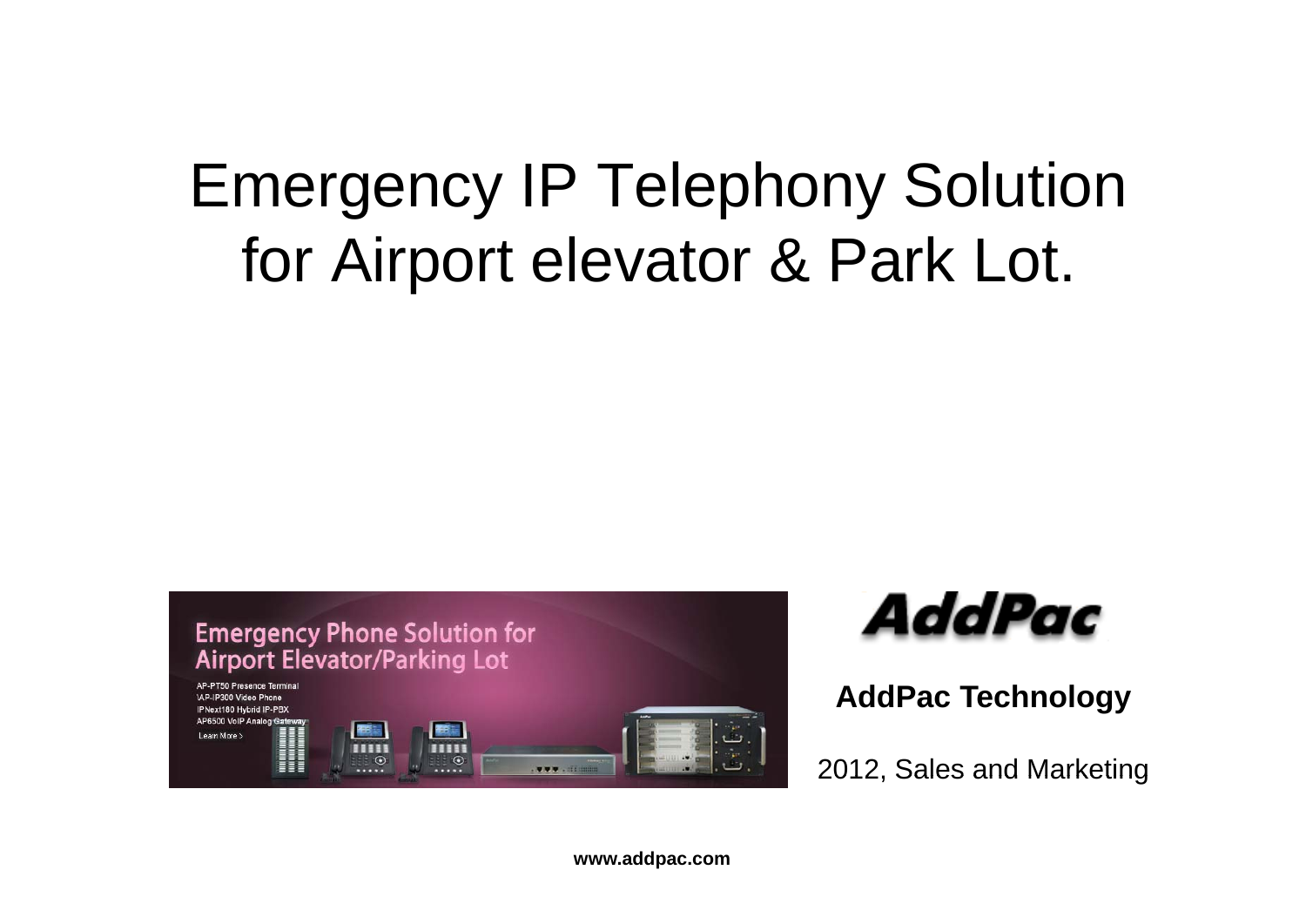# Emergency IP Telephony Solution for Airport elevator & Park Lot.

Emergency Phone Solution for Airport Elevator/Parking Lot

AP-PT50 Presence Terminal
AP-IP300 Video Phone
IPNext180 Hybrid IP-PBX
AP6500 VoIP Analog Gateway
Learn More >

AddPac

**AddPac Technology**

2012, Sales and Marketing

**www.addpac.com**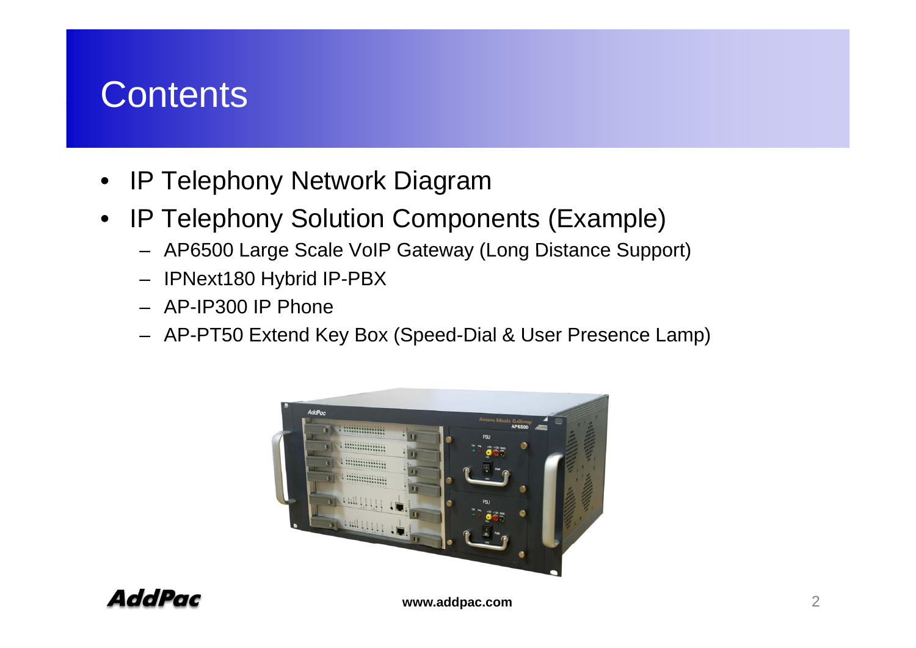# Contents

- IP Telephony Network Diagram
- IP Telephony Solution Components (Example)
  - AP6500 Large Scale VoIP Gateway (Long Distance Support)
  - IPNext180 Hybrid IP-PBX
  - AP-IP300 IP Phone
  - AP-PT50 Extend Key Box (Speed-Dial & User Presence Lamp)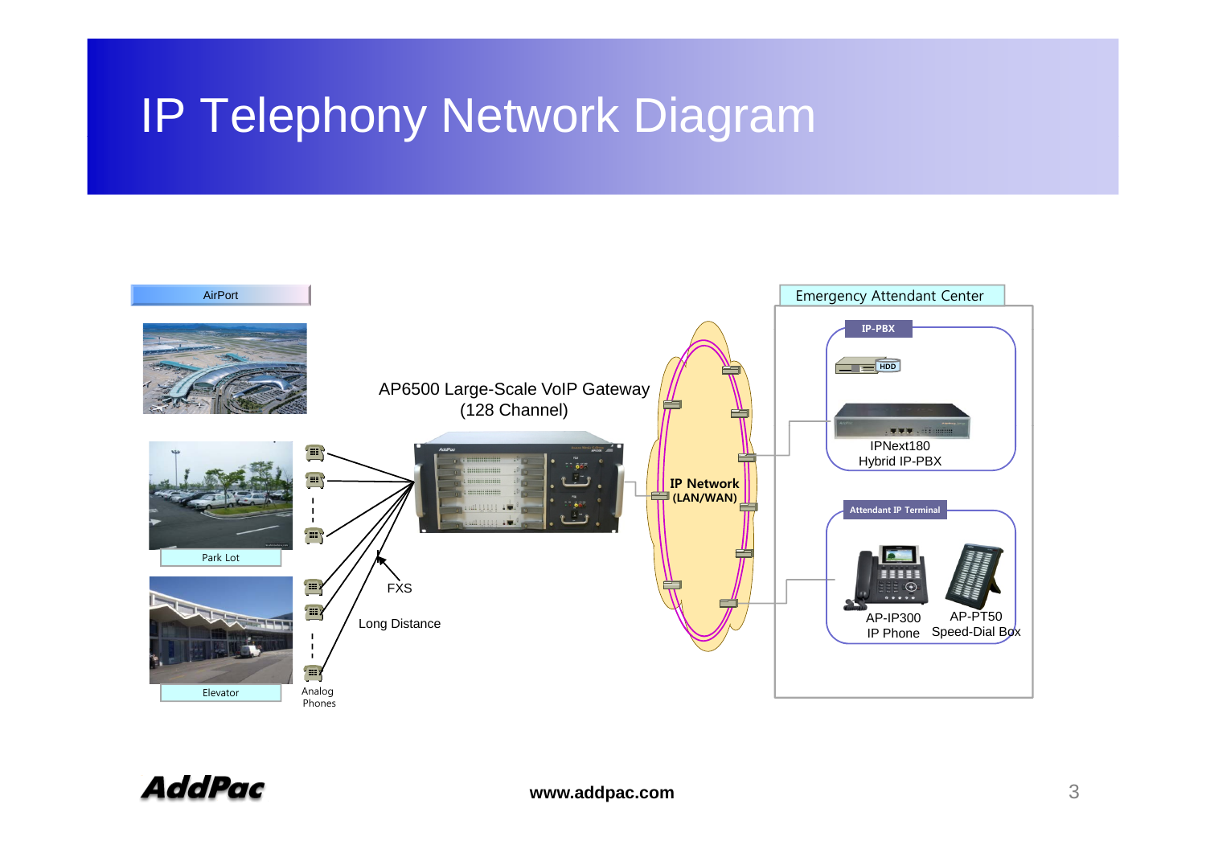# IP Telephony Network Diagram

AirPort

Park Lot

Elevator

Analog Phones

AP6500 Large-Scale VoIP Gateway (128 Channel)

FXS

Long Distance

IP Network (LAN/WAN)

Emergency Attendant Center

IP-PBX

HDD

IPNext180 Hybrid IP-PBX

Attendant IP Terminal

AP-IP300 IP Phone

AP-PT50 Speed-Dial Box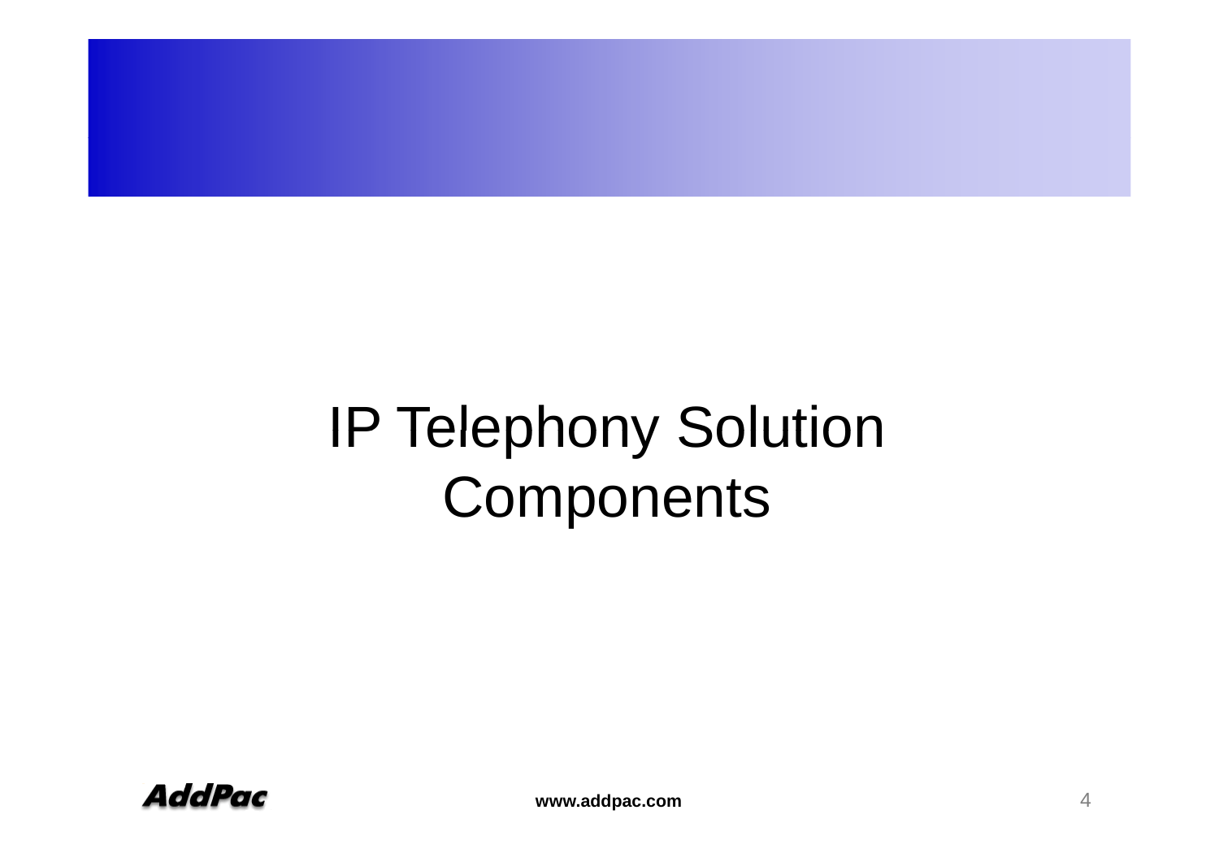# IP Telephony Solution Components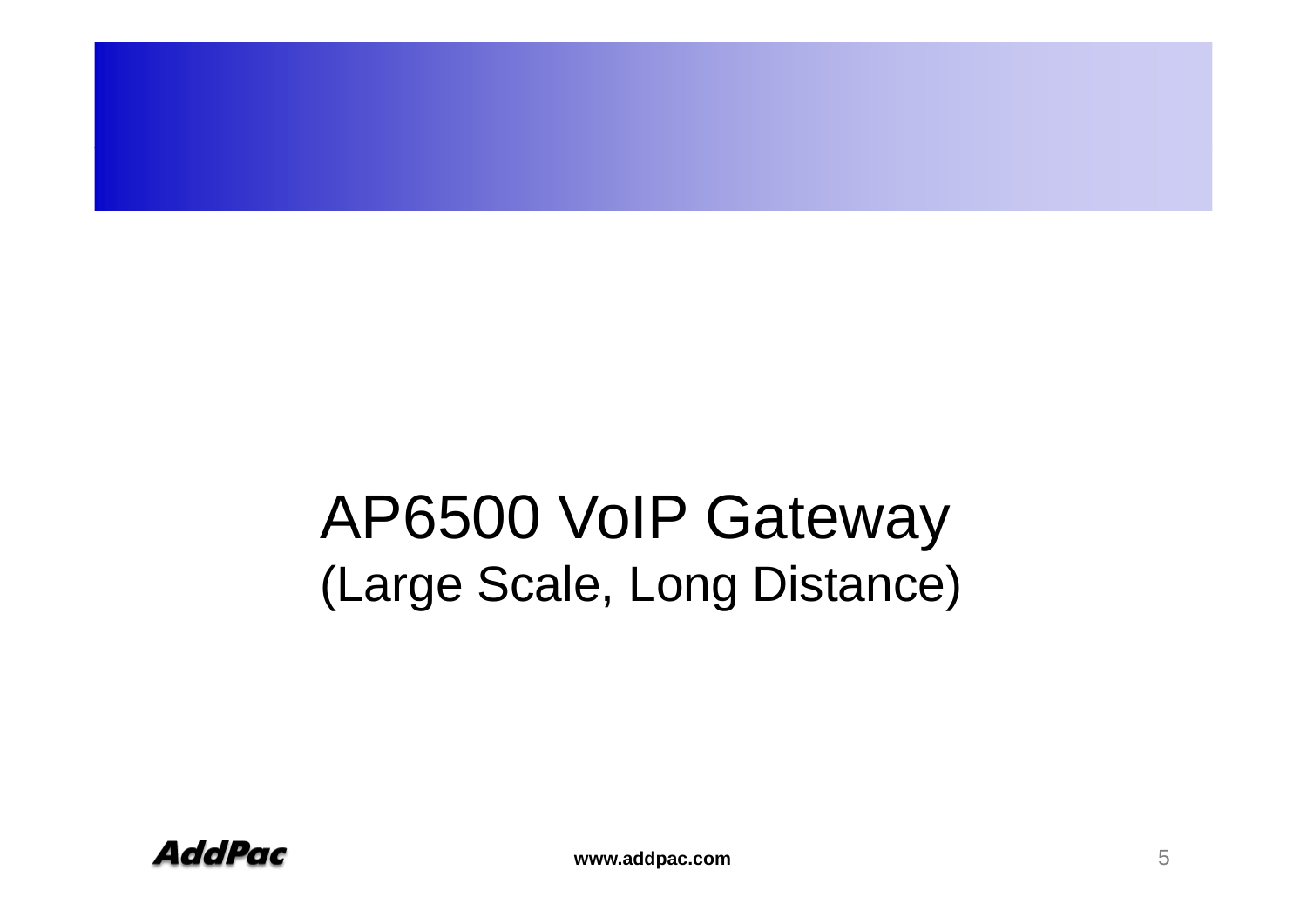# AP6500 VoIP Gateway

## (Large Scale, Long Distance)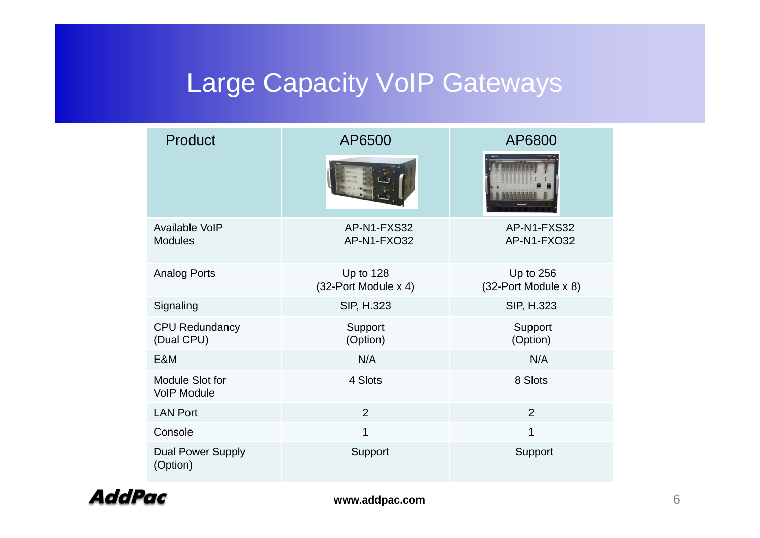# Large Capacity VoIP Gateways

| Product | AP6500 | AP6800 |
|---|---|---|
| Available VoIP Modules | AP-N1-FXS32<br>AP-N1-FXO32 | AP-N1-FXS32<br>AP-N1-FXO32 |
| Analog Ports | Up to 128<br>(32-Port Module x 4) | Up to 256<br>(32-Port Module x 8) |
| Signaling | SIP, H.323 | SIP, H.323 |
| CPU Redundancy (Dual CPU) | Support<br>(Option) | Support<br>(Option) |
| E&M | N/A | N/A |
| Module Slot for VoIP Module | 4 Slots | 8 Slots |
| LAN Port | 2 | 2 |
| Console | 1 | 1 |
| Dual Power Supply (Option) | Support | Support |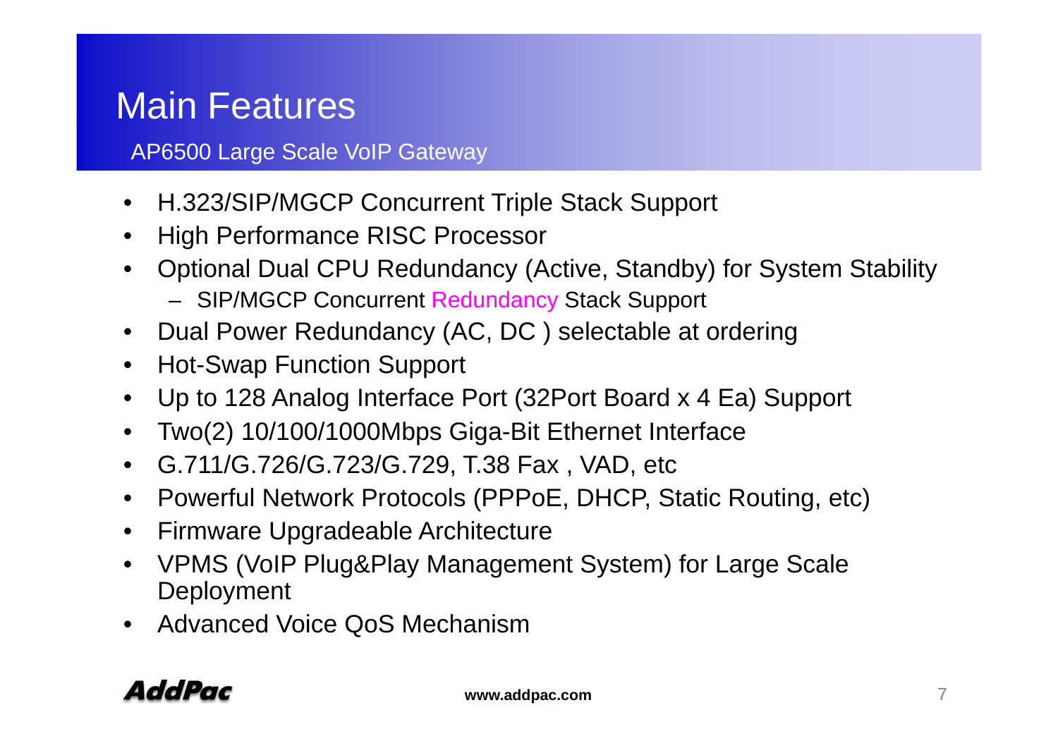# Main Features

## AP6500 Large Scale VoIP Gateway

- H.323/SIP/MGCP Concurrent Triple Stack Support
- High Performance RISC Processor
- Optional Dual CPU Redundancy (Active, Standby) for System Stability
  - SIP/MGCP Concurrent Redundancy Stack Support
- Dual Power Redundancy (AC, DC ) selectable at ordering
- Hot-Swap Function Support
- Up to 128 Analog Interface Port (32Port Board x 4 Ea) Support
- Two(2) 10/100/1000Mbps Giga-Bit Ethernet Interface
- G.711/G.726/G.723/G.729, T.38 Fax , VAD, etc
- Powerful Network Protocols (PPPoE, DHCP, Static Routing, etc)
- Firmware Upgradeable Architecture
- VPMS (VoIP Plug&Play Management System) for Large Scale Deployment
- Advanced Voice QoS Mechanism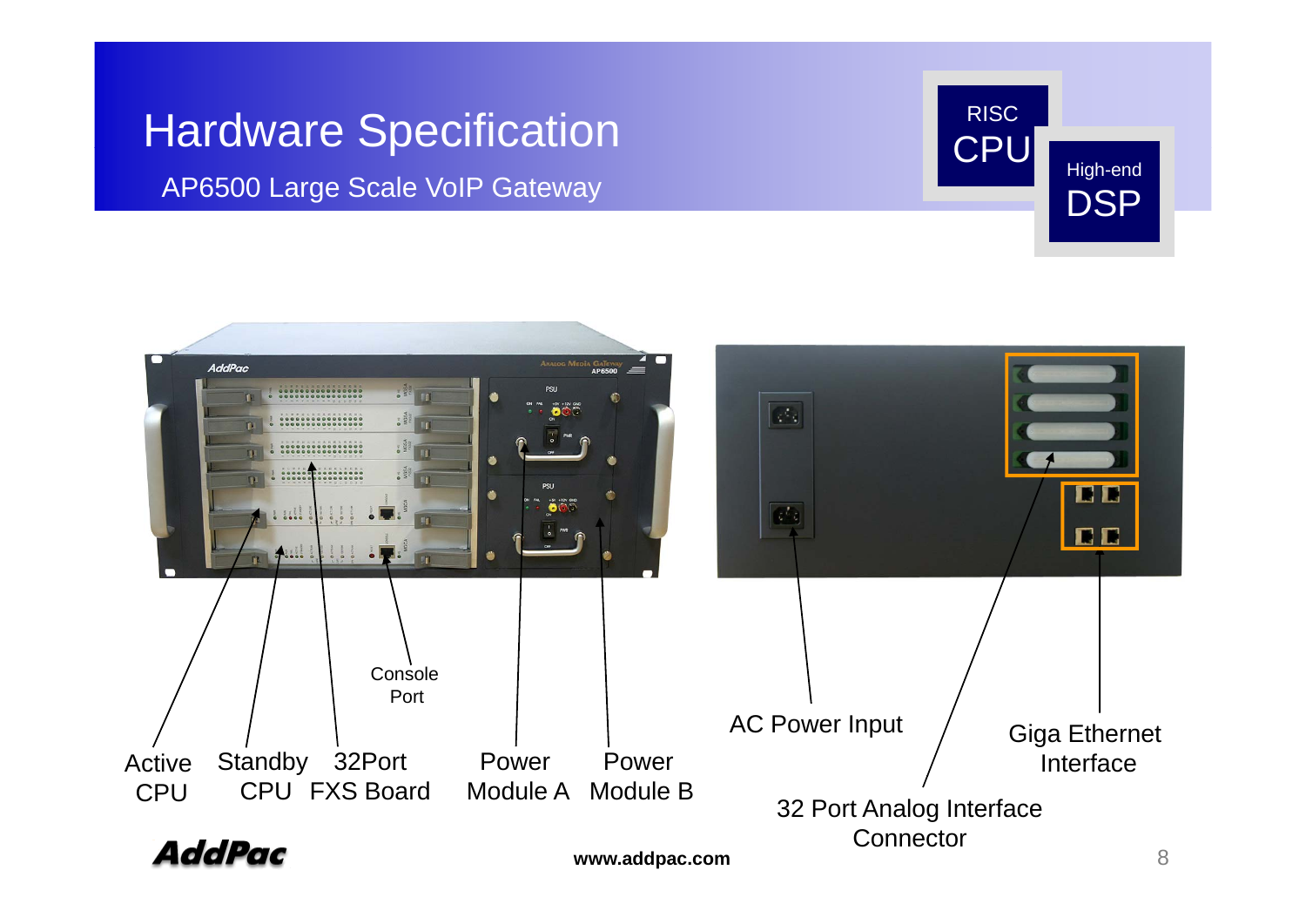# Hardware Specification

## AP6500 Large Scale VoIP Gateway

RISC CPU

High-end DSP

Active CPU

Standby CPU

32Port FXS Board

Console Port

Power Module A

Power Module B

AC Power Input

32 Port Analog Interface Connector

Giga Ethernet Interface

www.addpac.com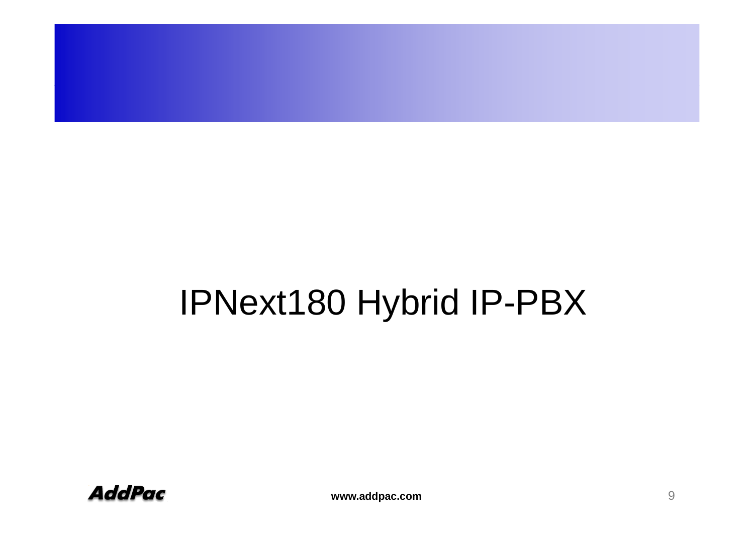# IPNext180 Hybrid IP-PBX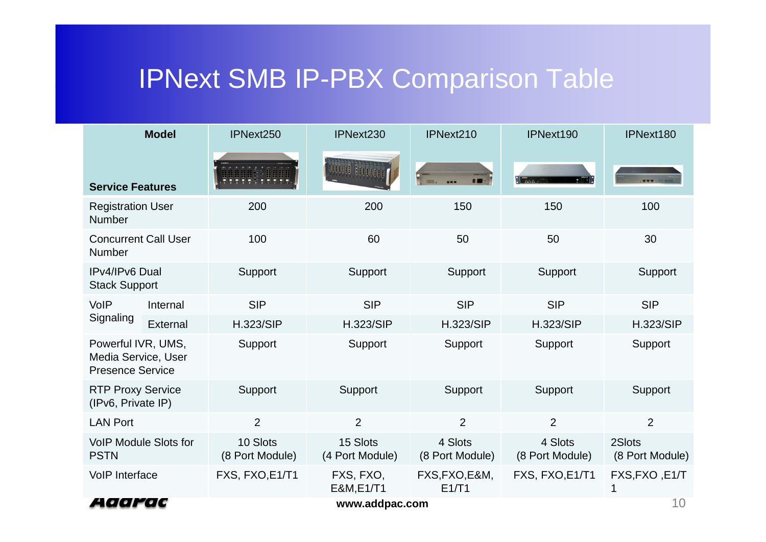# IPNext SMB IP-PBX Comparison Table

| Model / Service Features | | IPNext250 | IPNext230 | IPNext210 | IPNext190 | IPNext180 |
|---|---|---|---|---|---|---|
| Registration User Number | | 200 | 200 | 150 | 150 | 100 |
| Concurrent Call User Number | | 100 | 60 | 50 | 50 | 30 |
| IPv4/IPv6 Dual Stack Support | | Support | Support | Support | Support | Support |
| VoIP Signaling | Internal | SIP | SIP | SIP | SIP | SIP |
| | External | H.323/SIP | H.323/SIP | H.323/SIP | H.323/SIP | H.323/SIP |
| Powerful IVR, UMS, Media Service, User Presence Service | | Support | Support | Support | Support | Support |
| RTP Proxy Service (IPv6, Private IP) | | Support | Support | Support | Support | Support |
| LAN Port | | 2 | 2 | 2 | 2 | 2 |
| VoIP Module Slots for PSTN | | 10 Slots (8 Port Module) | 15 Slots (4 Port Module) | 4 Slots (8 Port Module) | 4 Slots (8 Port Module) | 2Slots (8 Port Module) |
| VoIP Interface | | FXS, FXO,E1/T1 | FXS, FXO, E&M,E1/T1 | FXS,FXO,E&M, E1/T1 | FXS, FXO,E1/T1 | FXS,FXO ,E1/T1 |

AddPac

www.addpac.com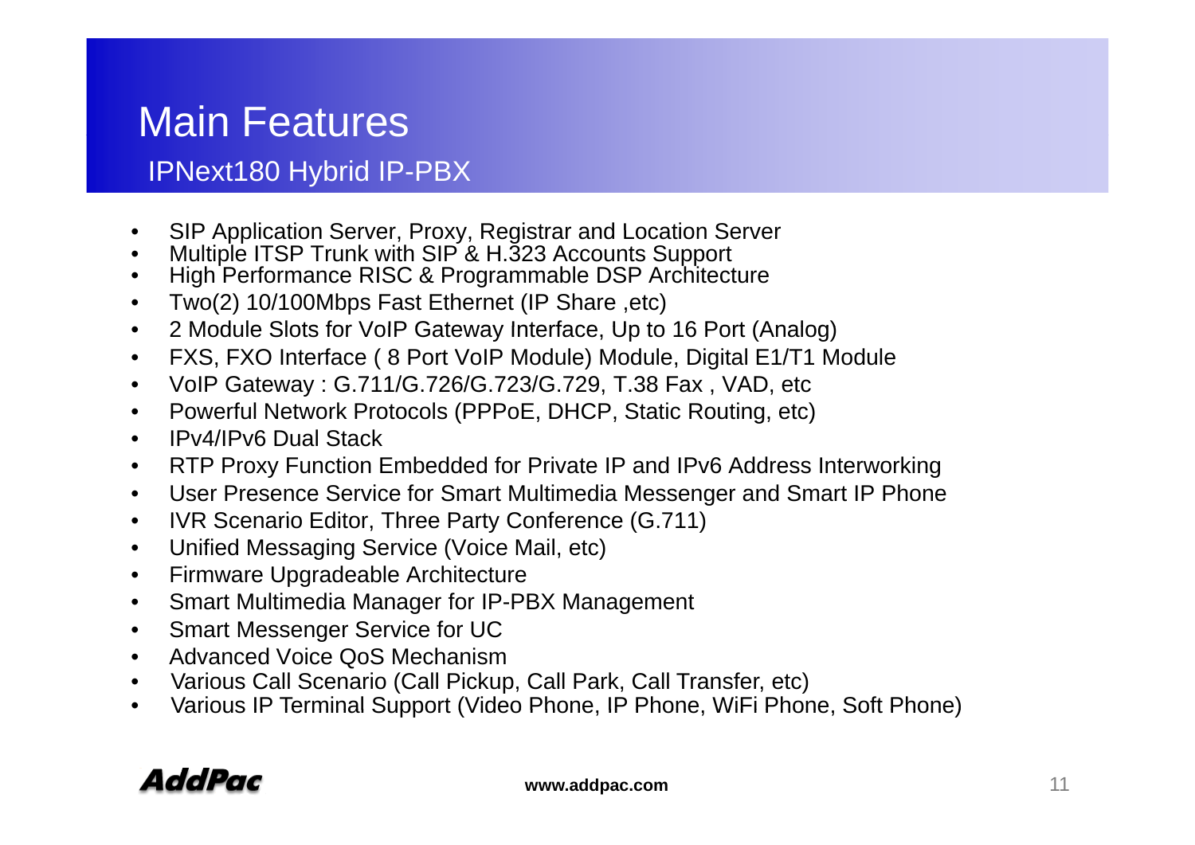# Main Features

## IPNext180 Hybrid IP-PBX

- SIP Application Server, Proxy, Registrar and Location Server
- Multiple ITSP Trunk with SIP & H.323 Accounts Support
- High Performance RISC & Programmable DSP Architecture
- Two(2) 10/100Mbps Fast Ethernet (IP Share ,etc)
- 2 Module Slots for VoIP Gateway Interface, Up to 16 Port (Analog)
- FXS, FXO Interface ( 8 Port VoIP Module) Module, Digital E1/T1 Module
- VoIP Gateway : G.711/G.726/G.723/G.729, T.38 Fax , VAD, etc
- Powerful Network Protocols (PPPoE, DHCP, Static Routing, etc)
- IPv4/IPv6 Dual Stack
- RTP Proxy Function Embedded for Private IP and IPv6 Address Interworking
- User Presence Service for Smart Multimedia Messenger and Smart IP Phone
- IVR Scenario Editor, Three Party Conference (G.711)
- Unified Messaging Service (Voice Mail, etc)
- Firmware Upgradeable Architecture
- Smart Multimedia Manager for IP-PBX Management
- Smart Messenger Service for UC
- Advanced Voice QoS Mechanism
- Various Call Scenario (Call Pickup, Call Park, Call Transfer, etc)
- Various IP Terminal Support (Video Phone, IP Phone, WiFi Phone, Soft Phone)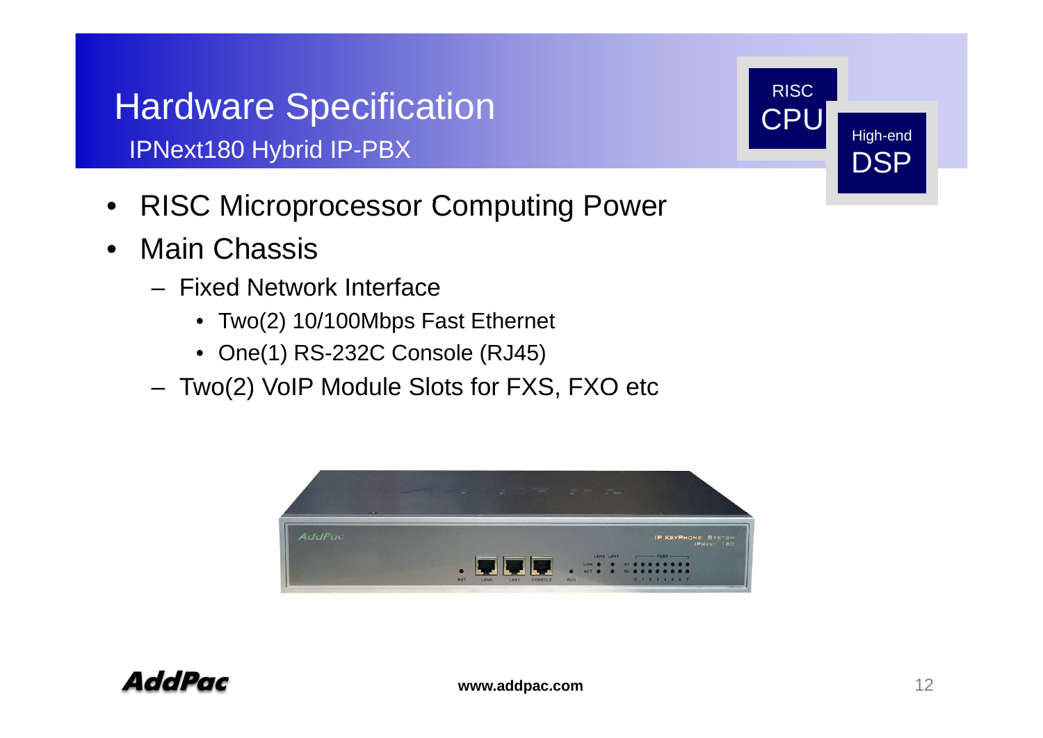# Hardware Specification

## IPNext180 Hybrid IP-PBX

RISC CPU

High-end DSP

- RISC Microprocessor Computing Power
- Main Chassis
  - Fixed Network Interface
    - Two(2) 10/100Mbps Fast Ethernet
    - One(1) RS-232C Console (RJ45)
  - Two(2) VoIP Module Slots for FXS, FXO etc

www.addpac.com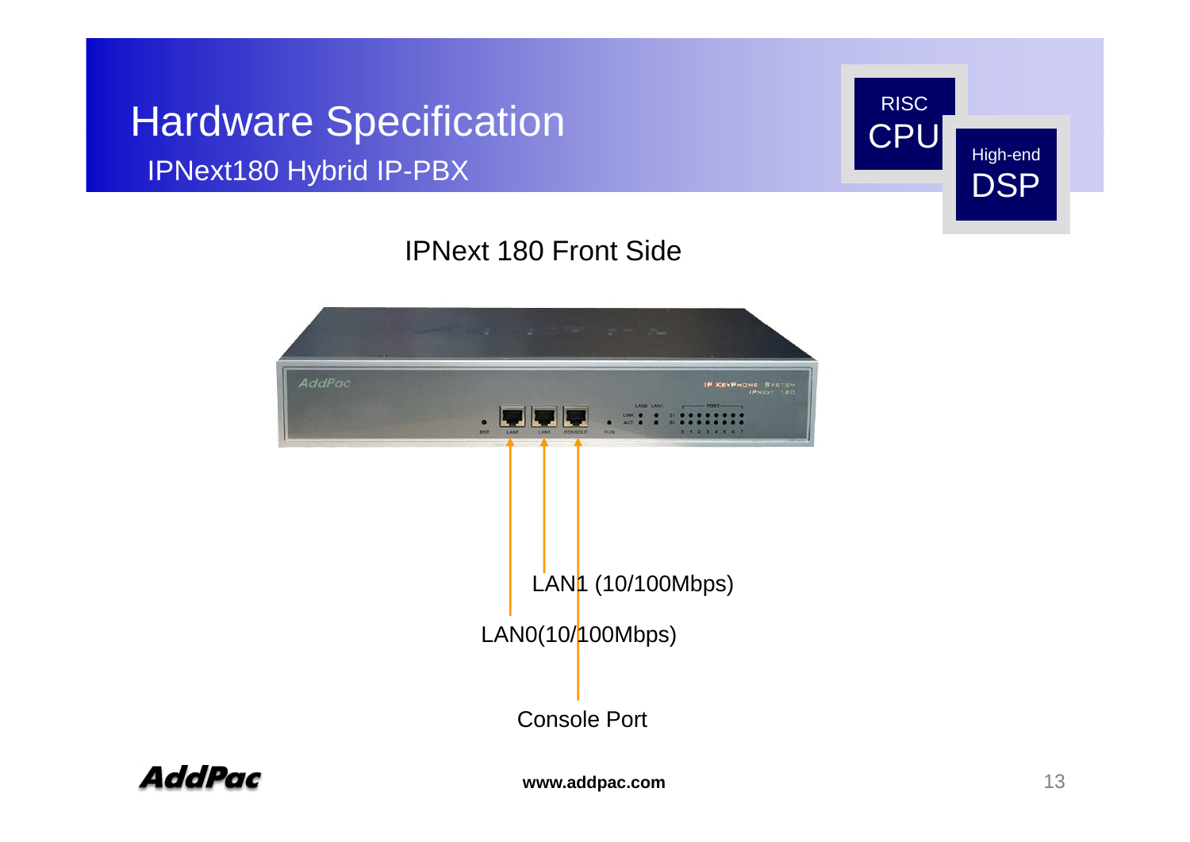# Hardware Specification

## IPNext180 Hybrid IP-PBX

RISC CPU

High-end DSP

### IPNext 180 Front Side

LAN1 (10/100Mbps)

LAN0(10/100Mbps)

Console Port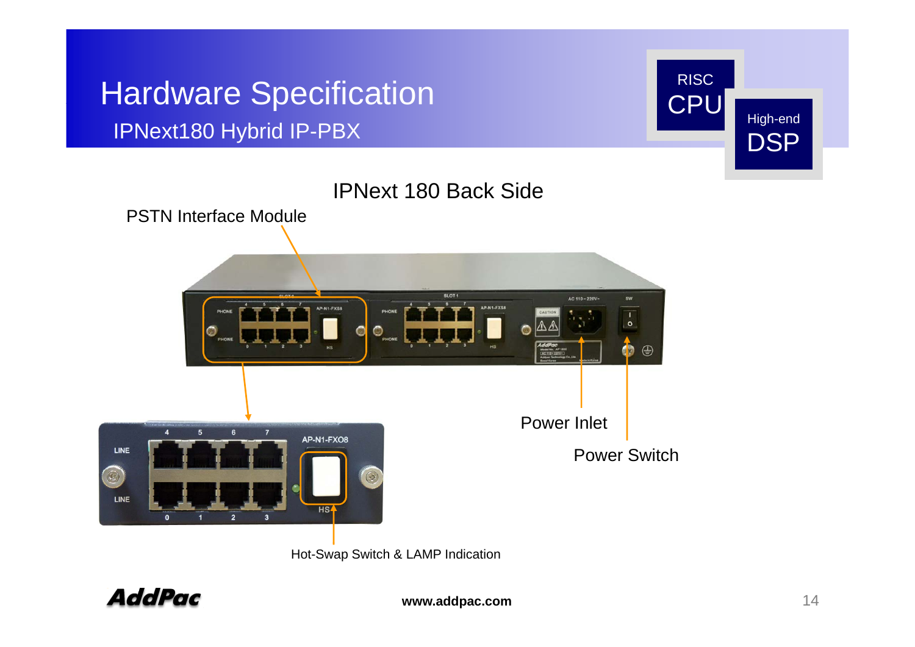# Hardware Specification

## IPNext180 Hybrid IP-PBX

RISC CPU

High-end DSP

### IPNext 180 Back Side

PSTN Interface Module

Power Inlet

Power Switch

Hot-Swap Switch & LAMP Indication

www.addpac.com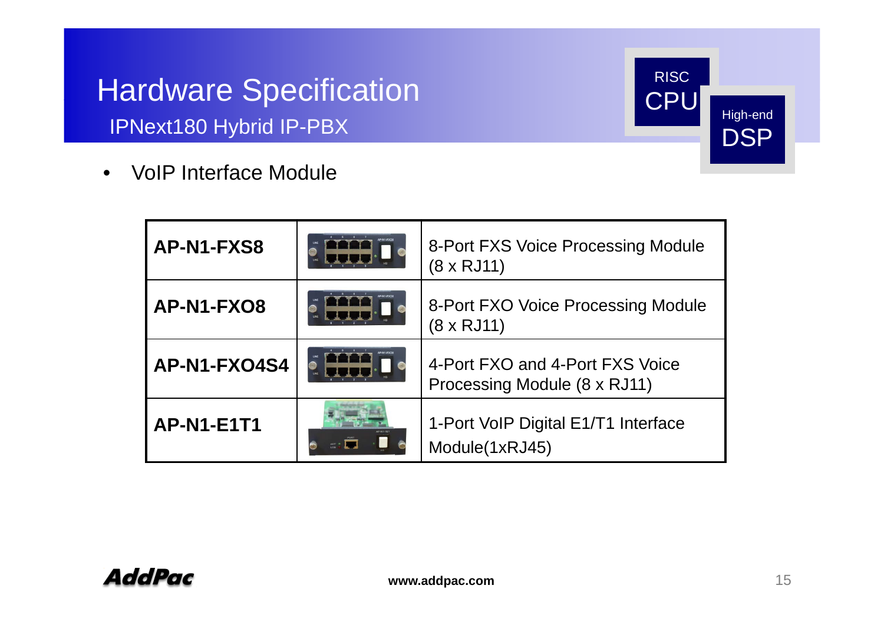# Hardware Specification

## IPNext180 Hybrid IP-PBX

RISC CPU

High-end DSP

- VoIP Interface Module

| | | |
|---|---|---|
| **AP-N1-FXS8** | | 8-Port FXS Voice Processing Module (8 x RJ11) |
| **AP-N1-FXO8** | | 8-Port FXO Voice Processing Module (8 x RJ11) |
| **AP-N1-FXO4S4** | | 4-Port FXO and 4-Port FXS Voice Processing Module (8 x RJ11) |
| **AP-N1-E1T1** | | 1-Port VoIP Digital E1/T1 Interface Module(1xRJ45) |

AddPac

**www.addpac.com**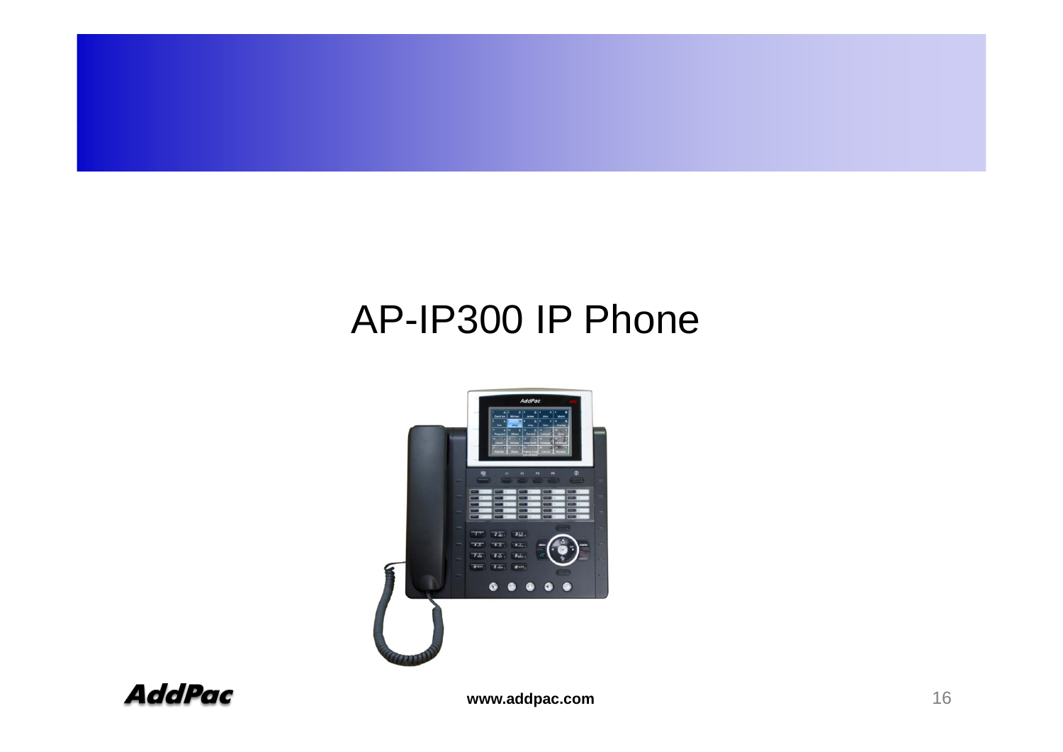# AP-IP300 IP Phone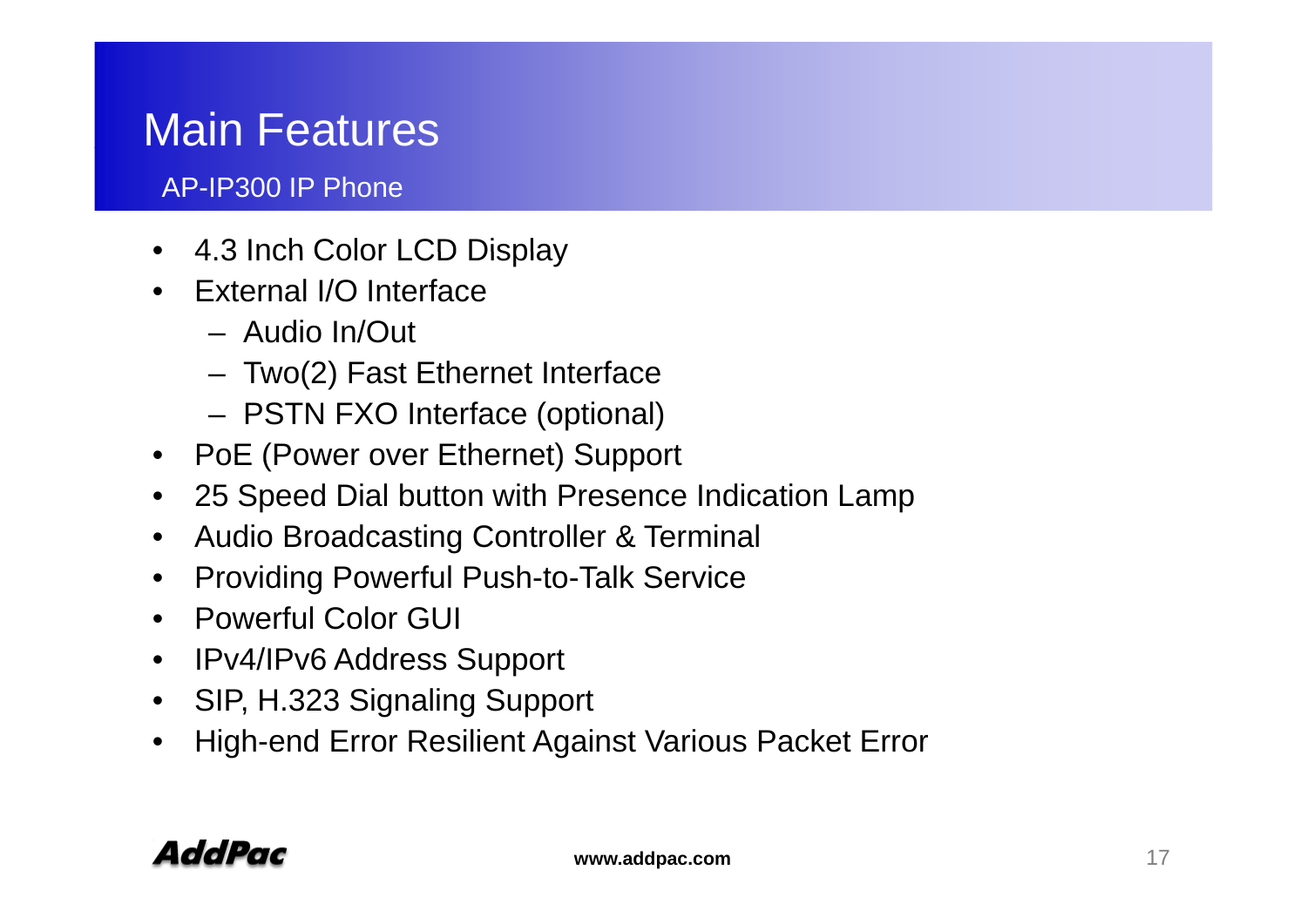# Main Features

## AP-IP300 IP Phone

- 4.3 Inch Color LCD Display
- External I/O Interface
  - Audio In/Out
  - Two(2) Fast Ethernet Interface
  - PSTN FXO Interface (optional)
- PoE (Power over Ethernet) Support
- 25 Speed Dial button with Presence Indication Lamp
- Audio Broadcasting Controller & Terminal
- Providing Powerful Push-to-Talk Service
- Powerful Color GUI
- IPv4/IPv6 Address Support
- SIP, H.323 Signaling Support
- High-end Error Resilient Against Various Packet Error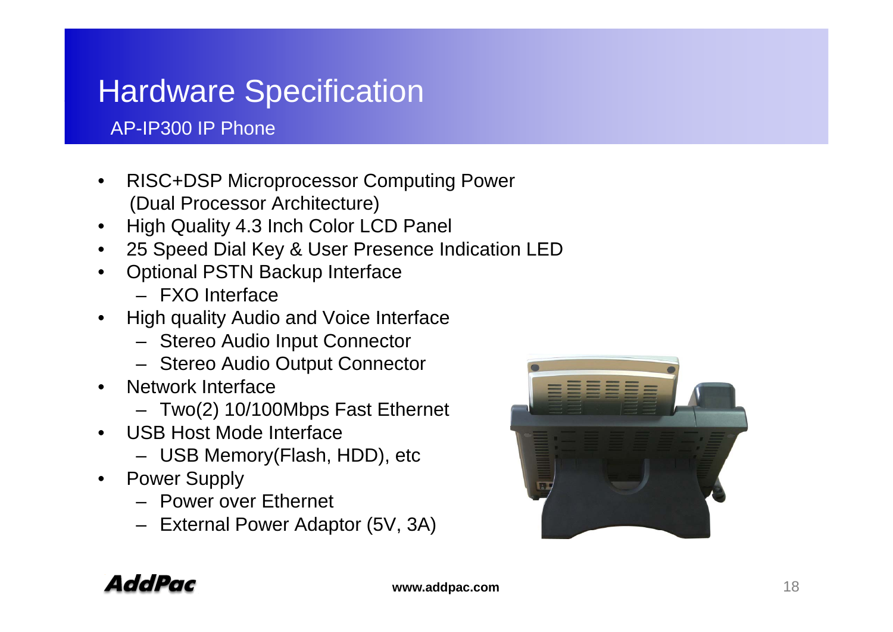# Hardware Specification

## AP-IP300 IP Phone

- RISC+DSP Microprocessor Computing Power (Dual Processor Architecture)
- High Quality 4.3 Inch Color LCD Panel
- 25 Speed Dial Key & User Presence Indication LED
- Optional PSTN Backup Interface
  - FXO Interface
- High quality Audio and Voice Interface
  - Stereo Audio Input Connector
  - Stereo Audio Output Connector
- Network Interface
  - Two(2) 10/100Mbps Fast Ethernet
- USB Host Mode Interface
  - USB Memory(Flash, HDD), etc
- Power Supply
  - Power over Ethernet
  - External Power Adaptor (5V, 3A)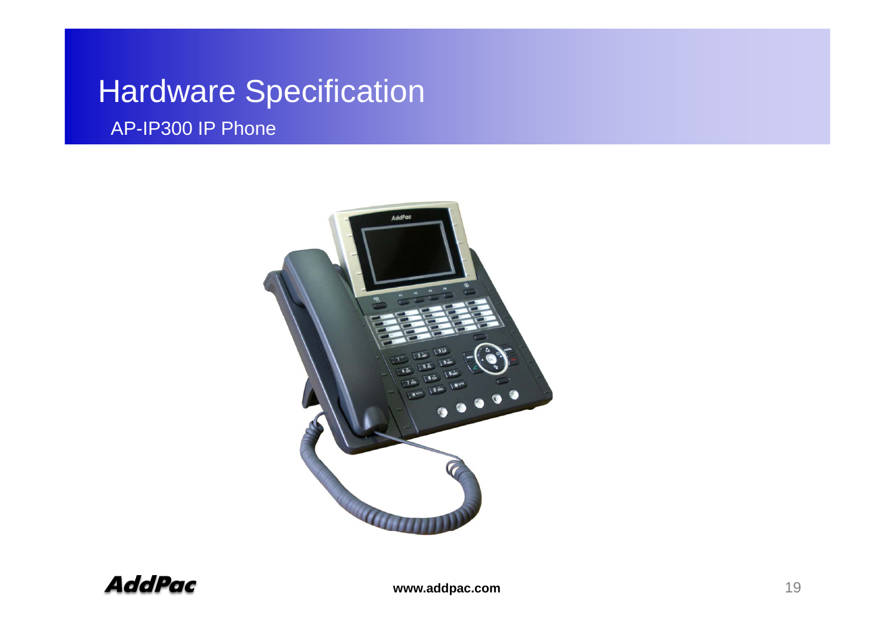# Hardware Specification

## AP-IP300 IP Phone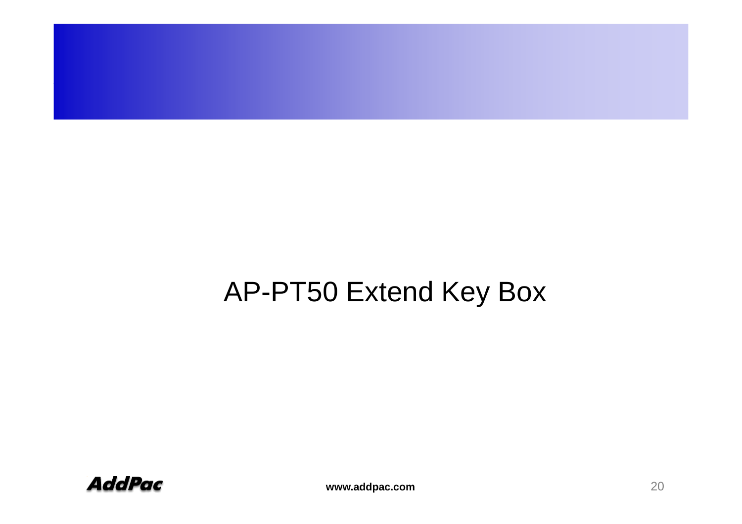# AP-PT50 Extend Key Box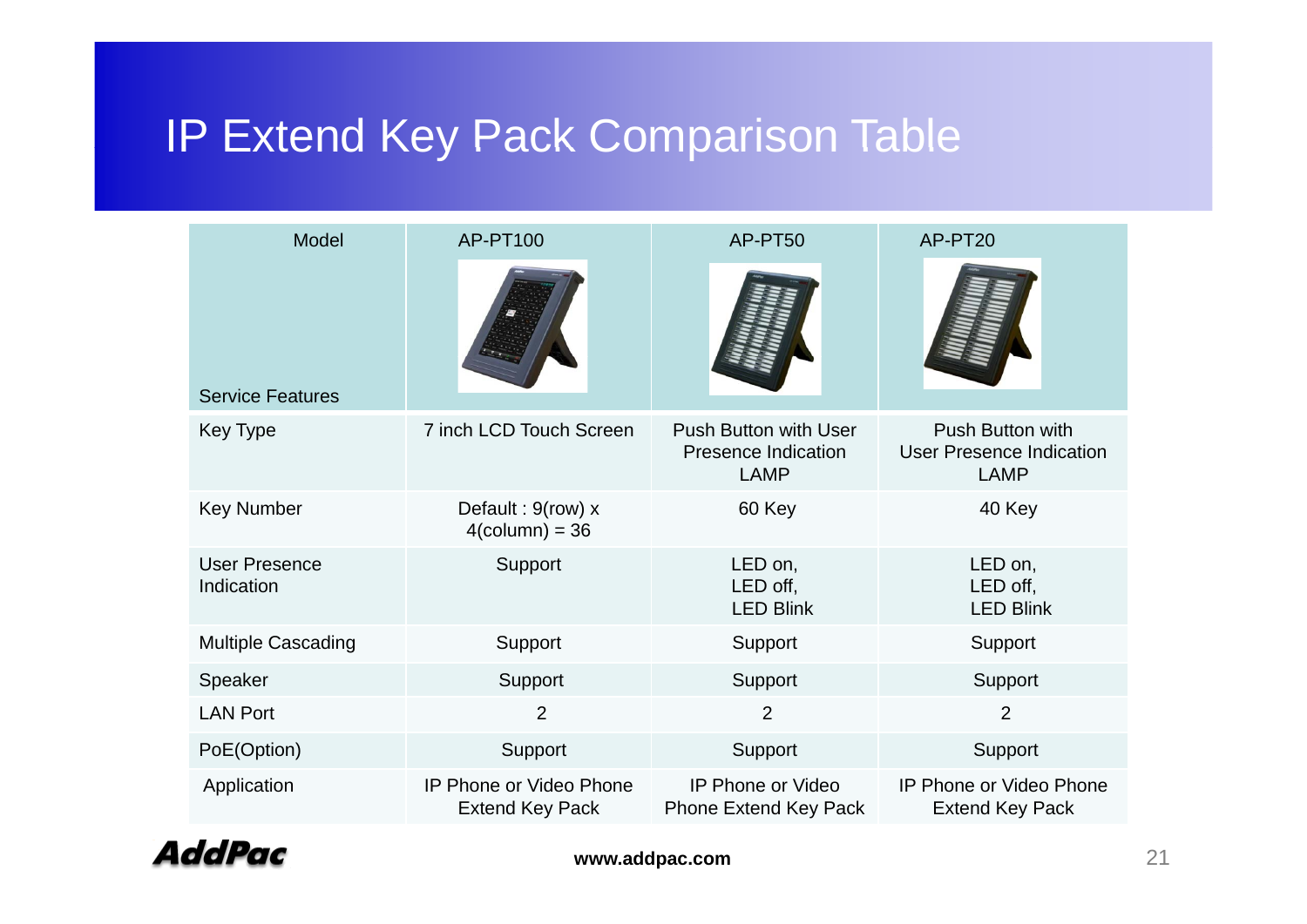# IP Extend Key Pack Comparison Table

| Model / Service Features | AP-PT100 | AP-PT50 | AP-PT20 |
|---|---|---|---|
| Key Type | 7 inch LCD Touch Screen | Push Button with User Presence Indication LAMP | Push Button with User Presence Indication LAMP |
| Key Number | Default : 9(row) x 4(column) = 36 | 60 Key | 40 Key |
| User Presence Indication | Support | LED on, LED off, LED Blink | LED on, LED off, LED Blink |
| Multiple Cascading | Support | Support | Support |
| Speaker | Support | Support | Support |
| LAN Port | 2 | 2 | 2 |
| PoE(Option) | Support | Support | Support |
| Application | IP Phone or Video Phone Extend Key Pack | IP Phone or Video Phone Extend Key Pack | IP Phone or Video Phone Extend Key Pack |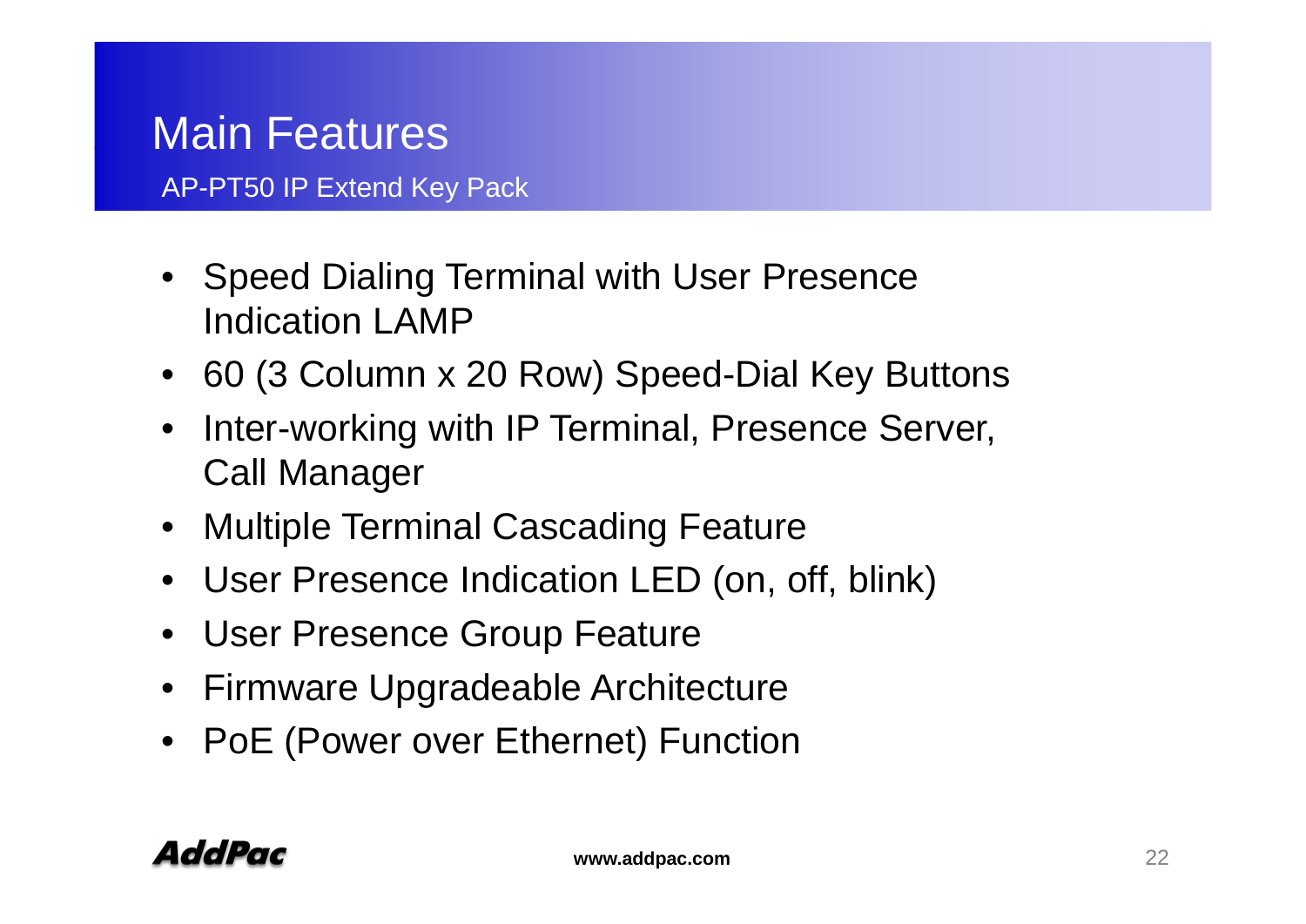# Main Features

## AP-PT50 IP Extend Key Pack

- Speed Dialing Terminal with User Presence Indication LAMP
- 60 (3 Column x 20 Row) Speed-Dial Key Buttons
- Inter-working with IP Terminal, Presence Server, Call Manager
- Multiple Terminal Cascading Feature
- User Presence Indication LED (on, off, blink)
- User Presence Group Feature
- Firmware Upgradeable Architecture
- PoE (Power over Ethernet) Function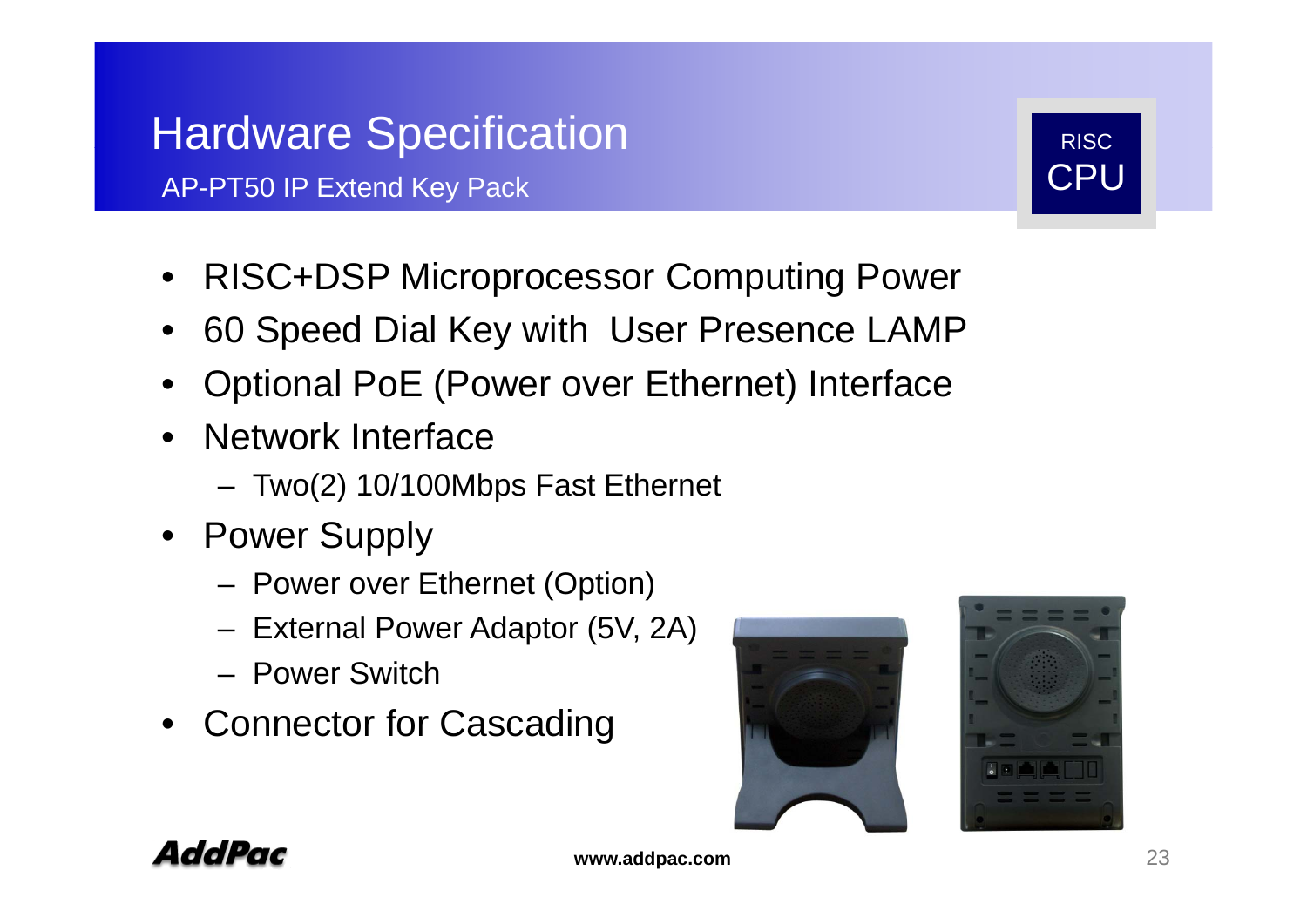# Hardware Specification

## AP-PT50 IP Extend Key Pack

RISC CPU

- RISC+DSP Microprocessor Computing Power
- 60 Speed Dial Key with User Presence LAMP
- Optional PoE (Power over Ethernet) Interface
- Network Interface
  - Two(2) 10/100Mbps Fast Ethernet
- Power Supply
  - Power over Ethernet (Option)
  - External Power Adaptor (5V, 2A)
  - Power Switch
- Connector for Cascading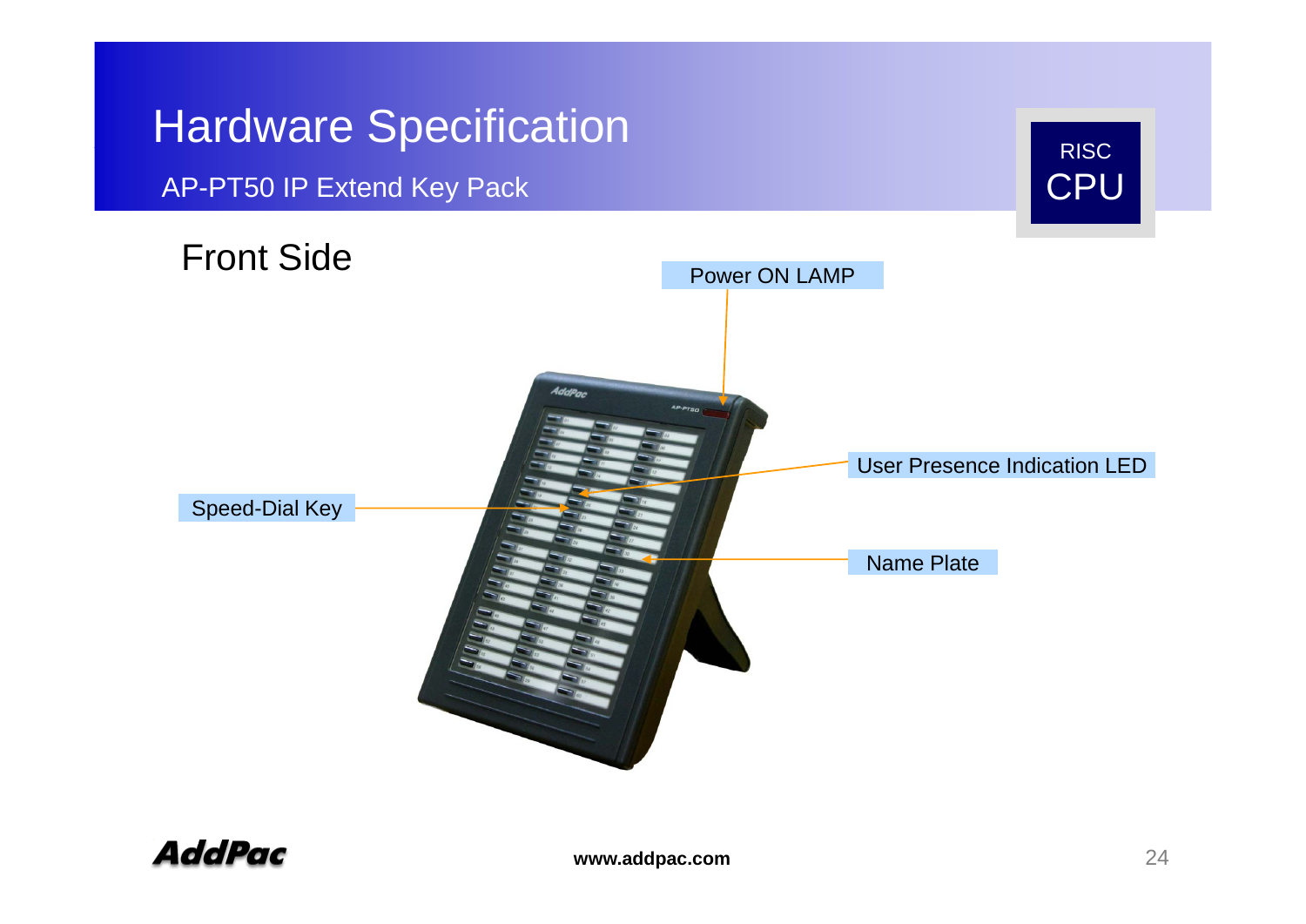# Hardware Specification

AP-PT50 IP Extend Key Pack

RISC CPU

## Front Side

Power ON LAMP

User Presence Indication LED

Speed-Dial Key

Name Plate

www.addpac.com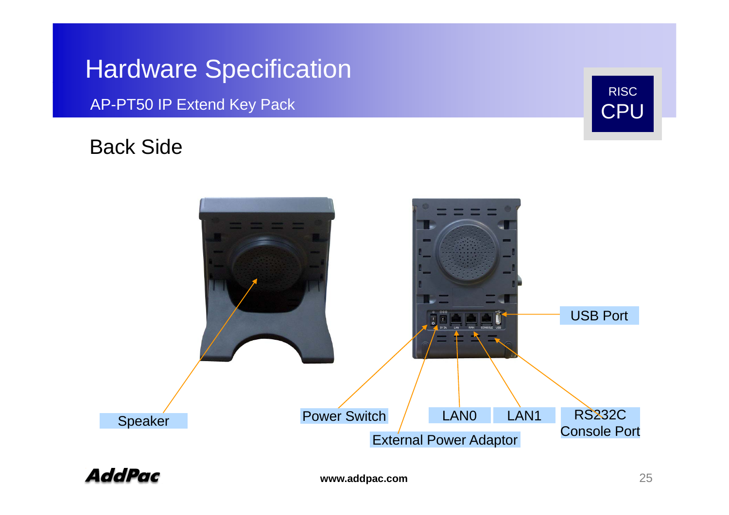# Hardware Specification

AP-PT50 IP Extend Key Pack

RISC CPU

## Back Side

- Speaker
- Power Switch
- External Power Adaptor
- LAN0
- LAN1
- USB Port
- RS232C Console Port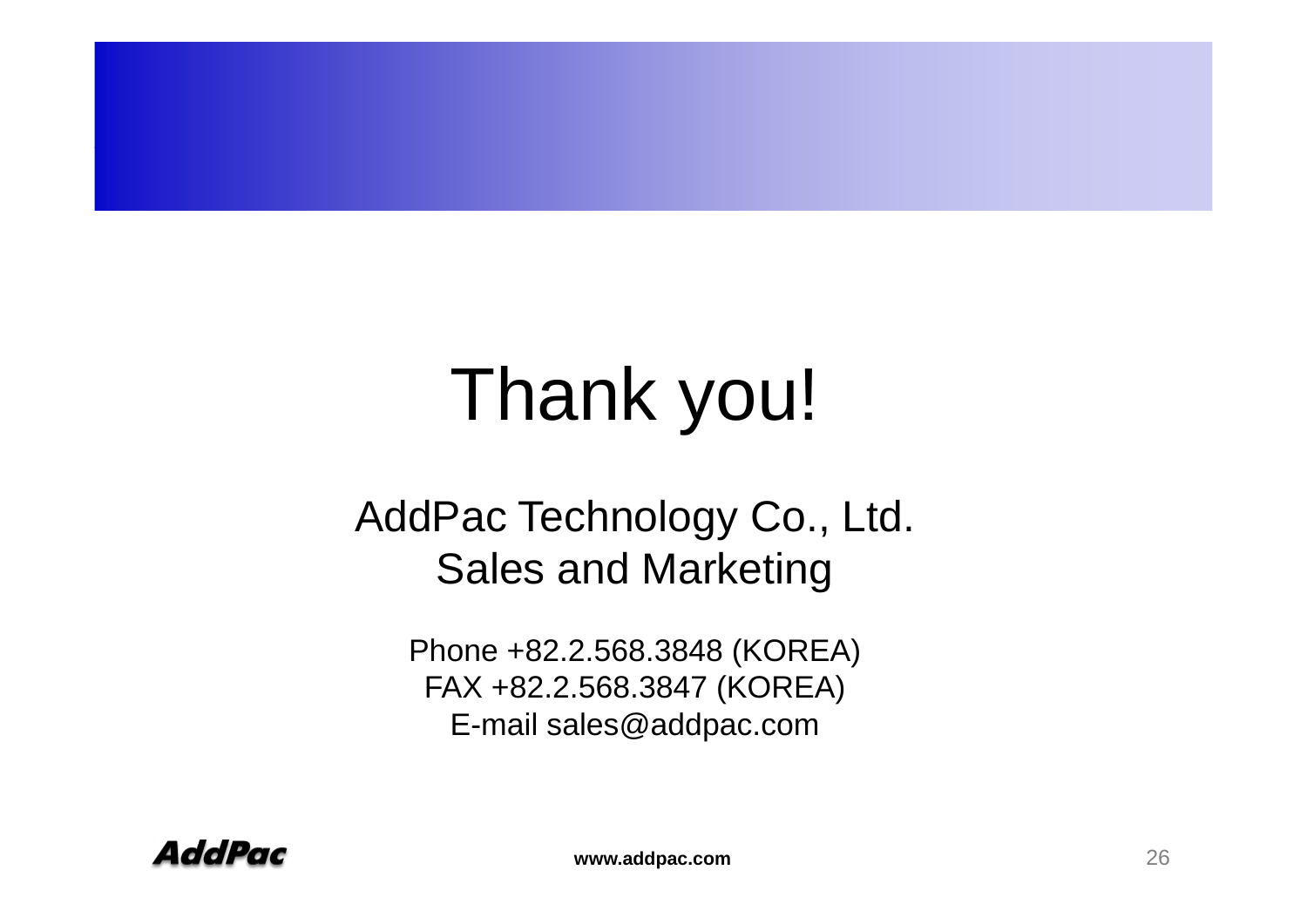# Thank you!

AddPac Technology Co., Ltd.
Sales and Marketing

Phone +82.2.568.3848 (KOREA)
FAX +82.2.568.3847 (KOREA)
E-mail sales@addpac.com